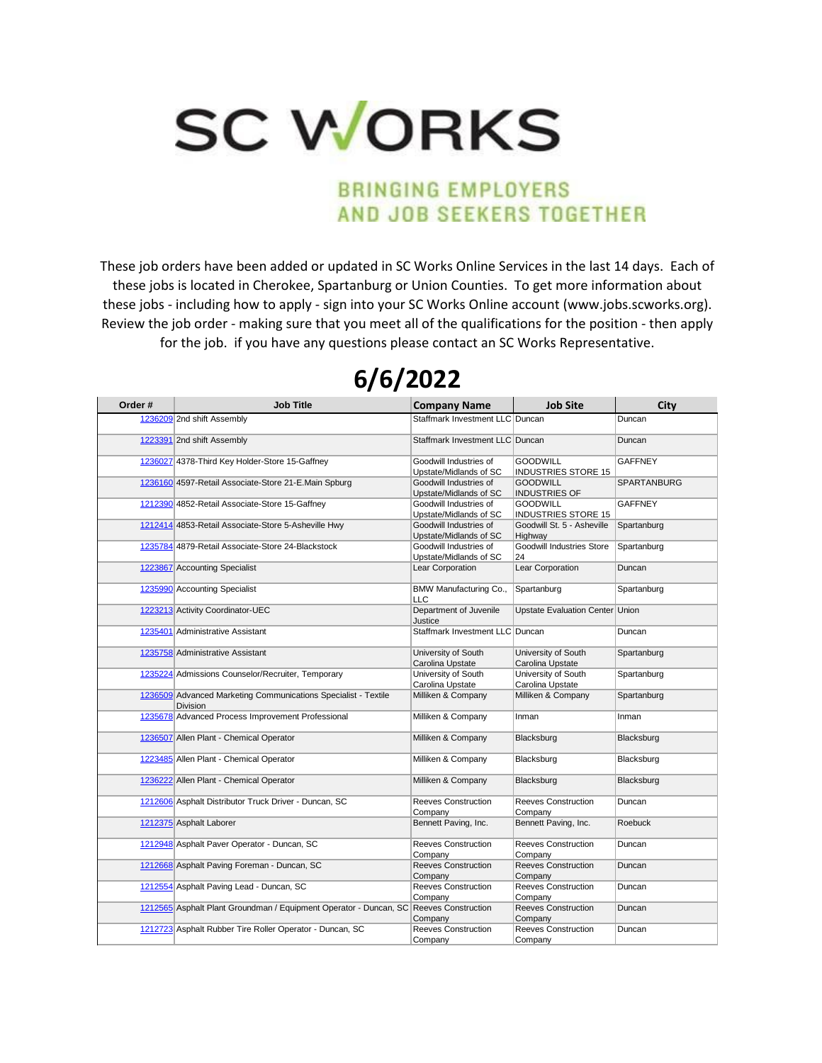# SC WORKS

## BRINGING EMPLOYERS AND JOB SEEKERS TOGETHER

These job orders have been added or updated in SC Works Online Services in the last 14 days. Each of these jobs is located in Cherokee, Spartanburg or Union Counties. To get more information about these jobs - including how to apply - sign into your SC Works Online account (www.jobs.scworks.org). Review the job order - making sure that you meet all of the qualifications for the position - then apply for the job. if you have any questions please contact an SC Works Representative.

# 6/6/2022

| Order # | Job Title | Company Name | Job Site | City |
|---|---|---|---|---|
| 1236209 | 2nd shift Assembly | Staffmark Investment LLC | Duncan | Duncan |
| 1223391 | 2nd shift Assembly | Staffmark Investment LLC | Duncan | Duncan |
| 1236027 | 4378-Third Key Holder-Store 15-Gaffney | Goodwill Industries of Upstate/Midlands of SC | GOODWILL INDUSTRIES STORE 15 | GAFFNEY |
| 1236160 | 4597-Retail Associate-Store 21-E.Main Spburg | Goodwill Industries of Upstate/Midlands of SC | GOODWILL INDUSTRIES OF | SPARTANBURG |
| 1212390 | 4852-Retail Associate-Store 15-Gaffney | Goodwill Industries of Upstate/Midlands of SC | GOODWILL INDUSTRIES STORE 15 | GAFFNEY |
| 1212414 | 4853-Retail Associate-Store 5-Asheville Hwy | Goodwill Industries of Upstate/Midlands of SC | Goodwill St. 5 - Asheville Highway | Spartanburg |
| 1235784 | 4879-Retail Associate-Store 24-Blackstock | Goodwill Industries of Upstate/Midlands of SC | Goodwill Industries Store 24 | Spartanburg |
| 1223867 | Accounting Specialist | Lear Corporation | Lear Corporation | Duncan |
| 1235990 | Accounting Specialist | BMW Manufacturing Co., LLC | Spartanburg | Spartanburg |
| 1223213 | Activity Coordinator-UEC | Department of Juvenile Justice | Upstate Evaluation Center | Union |
| 1235401 | Administrative Assistant | Staffmark Investment LLC | Duncan | Duncan |
| 1235758 | Administrative Assistant | University of South Carolina Upstate | University of South Carolina Upstate | Spartanburg |
| 1235224 | Admissions Counselor/Recruiter, Temporary | University of South Carolina Upstate | University of South Carolina Upstate | Spartanburg |
| 1236509 | Advanced Marketing Communications Specialist - Textile Division | Milliken & Company | Milliken & Company | Spartanburg |
| 1235678 | Advanced Process Improvement Professional | Milliken & Company | Inman | Inman |
| 1236507 | Allen Plant - Chemical Operator | Milliken & Company | Blacksburg | Blacksburg |
| 1223485 | Allen Plant - Chemical Operator | Milliken & Company | Blacksburg | Blacksburg |
| 1236222 | Allen Plant - Chemical Operator | Milliken & Company | Blacksburg | Blacksburg |
| 1212606 | Asphalt Distributor Truck Driver - Duncan, SC | Reeves Construction Company | Reeves Construction Company | Duncan |
| 1212375 | Asphalt Laborer | Bennett Paving, Inc. | Bennett Paving, Inc. | Roebuck |
| 1212948 | Asphalt Paver Operator - Duncan, SC | Reeves Construction Company | Reeves Construction Company | Duncan |
| 1212668 | Asphalt Paving Foreman - Duncan, SC | Reeves Construction Company | Reeves Construction Company | Duncan |
| 1212554 | Asphalt Paving Lead - Duncan, SC | Reeves Construction Company | Reeves Construction Company | Duncan |
| 1212565 | Asphalt Plant Groundman / Equipment Operator - Duncan, SC | Reeves Construction Company | Reeves Construction Company | Duncan |
| 1212723 | Asphalt Rubber Tire Roller Operator - Duncan, SC | Reeves Construction Company | Reeves Construction Company | Duncan |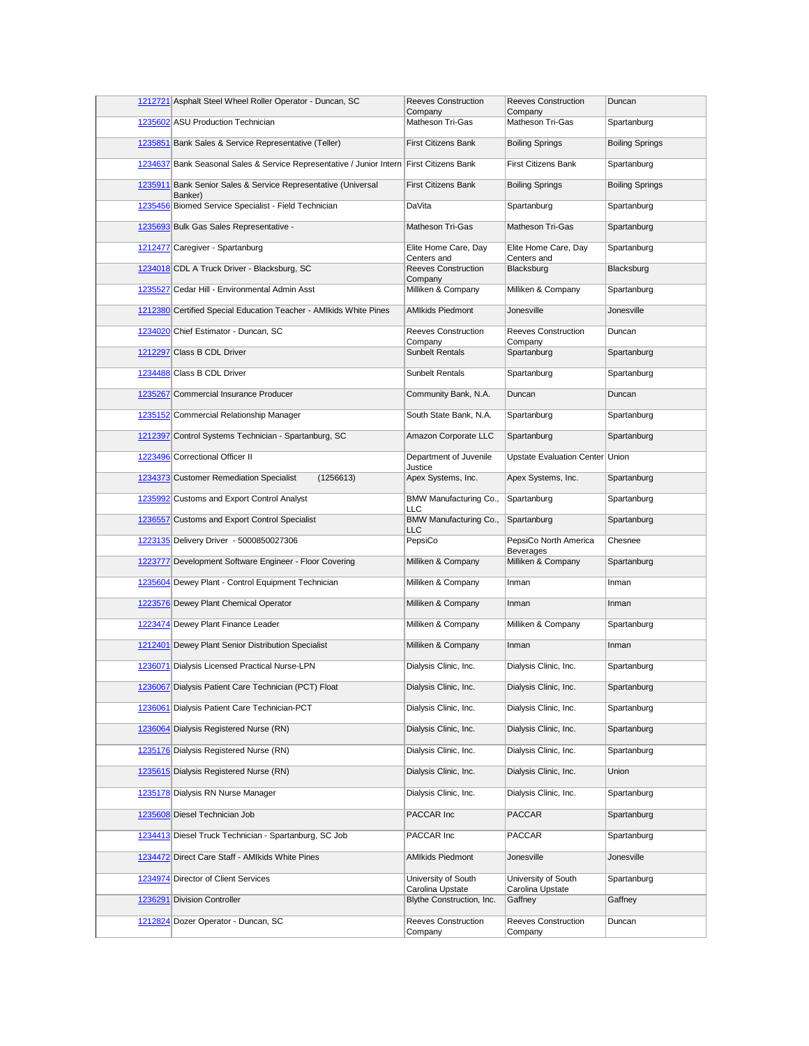| | | | | |
|---|---|---|---|---|
| 1212721 | Asphalt Steel Wheel Roller Operator - Duncan, SC | Reeves Construction Company | Reeves Construction Company | Duncan |
| 1235602 | ASU Production Technician | Matheson Tri-Gas | Matheson Tri-Gas | Spartanburg |
| 1235851 | Bank Sales & Service Representative (Teller) | First Citizens Bank | Boiling Springs | Boiling Springs |
| 1234637 | Bank Seasonal Sales & Service Representative / Junior Intern | First Citizens Bank | First Citizens Bank | Spartanburg |
| 1235911 | Bank Senior Sales & Service Representative (Universal Banker) | First Citizens Bank | Boiling Springs | Boiling Springs |
| 1235456 | Biomed Service Specialist - Field Technician | DaVita | Spartanburg | Spartanburg |
| 1235693 | Bulk Gas Sales Representative - | Matheson Tri-Gas | Matheson Tri-Gas | Spartanburg |
| 1212477 | Caregiver - Spartanburg | Elite Home Care, Day Centers and | Elite Home Care, Day Centers and | Spartanburg |
| 1234018 | CDL A Truck Driver - Blacksburg, SC | Reeves Construction Company | Blacksburg | Blacksburg |
| 1235527 | Cedar Hill - Environmental Admin Asst | Milliken & Company | Milliken & Company | Spartanburg |
| 1212380 | Certified Special Education Teacher - AMIkids White Pines | AMIkids Piedmont | Jonesville | Jonesville |
| 1234020 | Chief Estimator - Duncan, SC | Reeves Construction Company | Reeves Construction Company | Duncan |
| 1212297 | Class B CDL Driver | Sunbelt Rentals | Spartanburg | Spartanburg |
| 1234488 | Class B CDL Driver | Sunbelt Rentals | Spartanburg | Spartanburg |
| 1235267 | Commercial Insurance Producer | Community Bank, N.A. | Duncan | Duncan |
| 1235152 | Commercial Relationship Manager | South State Bank, N.A. | Spartanburg | Spartanburg |
| 1212397 | Control Systems Technician - Spartanburg, SC | Amazon Corporate LLC | Spartanburg | Spartanburg |
| 1223496 | Correctional Officer II | Department of Juvenile Justice | Upstate Evaluation Center | Union |
| 1234373 | Customer Remediation Specialist (1256613) | Apex Systems, Inc. | Apex Systems, Inc. | Spartanburg |
| 1235992 | Customs and Export Control Analyst | BMW Manufacturing Co., LLC | Spartanburg | Spartanburg |
| 1236557 | Customs and Export Control Specialist | BMW Manufacturing Co., LLC | Spartanburg | Spartanburg |
| 1223135 | Delivery Driver - 5000850027306 | PepsiCo | PepsiCo North America Beverages | Chesnee |
| 1223777 | Development Software Engineer - Floor Covering | Milliken & Company | Milliken & Company | Spartanburg |
| 1235604 | Dewey Plant - Control Equipment Technician | Milliken & Company | Inman | Inman |
| 1223576 | Dewey Plant Chemical Operator | Milliken & Company | Inman | Inman |
| 1223474 | Dewey Plant Finance Leader | Milliken & Company | Milliken & Company | Spartanburg |
| 1212401 | Dewey Plant Senior Distribution Specialist | Milliken & Company | Inman | Inman |
| 1236071 | Dialysis Licensed Practical Nurse-LPN | Dialysis Clinic, Inc. | Dialysis Clinic, Inc. | Spartanburg |
| 1236067 | Dialysis Patient Care Technician (PCT) Float | Dialysis Clinic, Inc. | Dialysis Clinic, Inc. | Spartanburg |
| 1236061 | Dialysis Patient Care Technician-PCT | Dialysis Clinic, Inc. | Dialysis Clinic, Inc. | Spartanburg |
| 1236064 | Dialysis Registered Nurse (RN) | Dialysis Clinic, Inc. | Dialysis Clinic, Inc. | Spartanburg |
| 1235176 | Dialysis Registered Nurse (RN) | Dialysis Clinic, Inc. | Dialysis Clinic, Inc. | Spartanburg |
| 1235615 | Dialysis Registered Nurse (RN) | Dialysis Clinic, Inc. | Dialysis Clinic, Inc. | Union |
| 1235178 | Dialysis RN Nurse Manager | Dialysis Clinic, Inc. | Dialysis Clinic, Inc. | Spartanburg |
| 1235608 | Diesel Technician Job | PACCAR Inc | PACCAR | Spartanburg |
| 1234413 | Diesel Truck Technician - Spartanburg, SC Job | PACCAR Inc | PACCAR | Spartanburg |
| 1234472 | Direct Care Staff - AMIkids White Pines | AMIkids Piedmont | Jonesville | Jonesville |
| 1234974 | Director of Client Services | University of South Carolina Upstate | University of South Carolina Upstate | Spartanburg |
| 1236291 | Division Controller | Blythe Construction, Inc. | Gaffney | Gaffney |
| 1212824 | Dozer Operator - Duncan, SC | Reeves Construction Company | Reeves Construction Company | Duncan |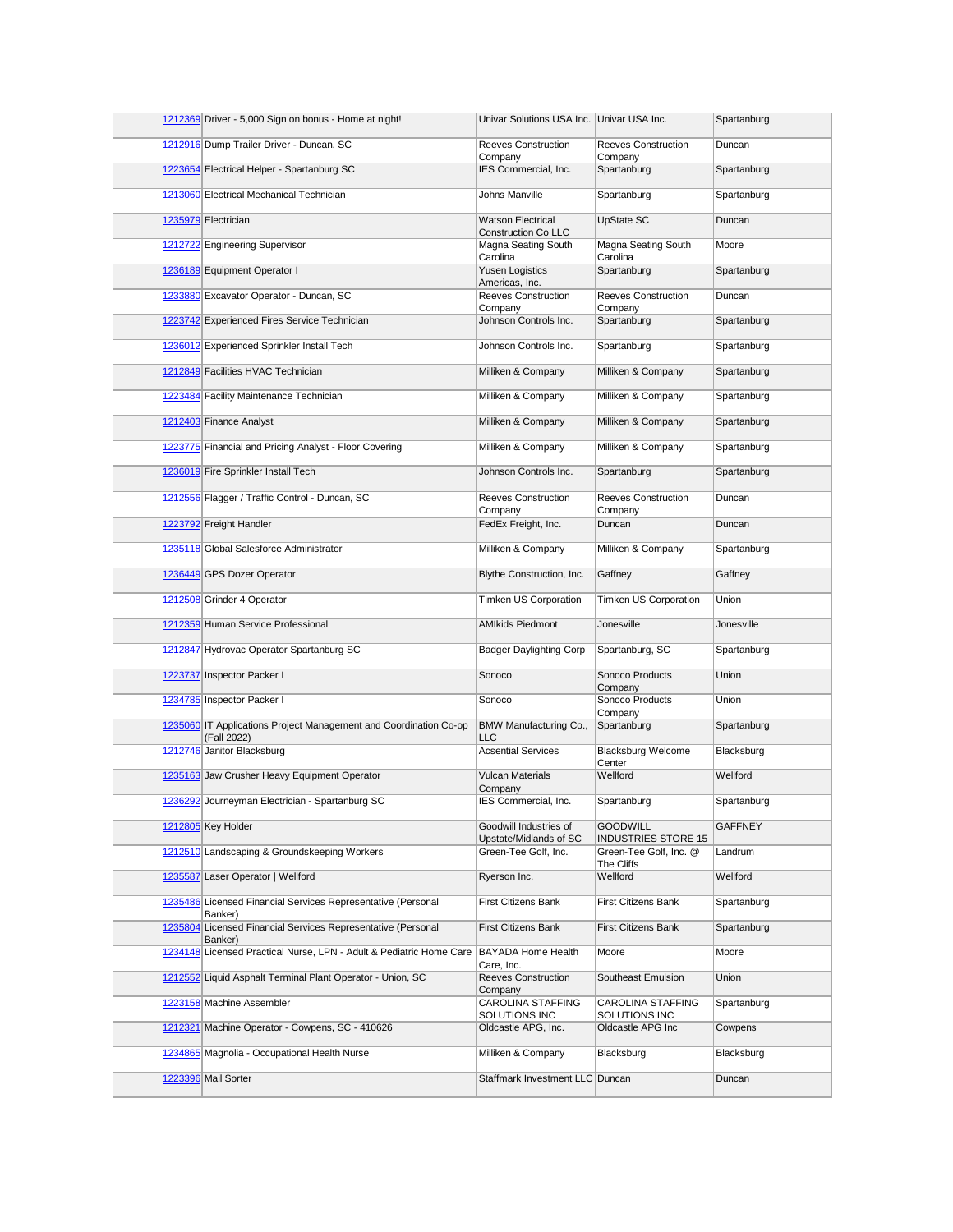| | | | | |
|---|---|---|---|---|
| 1212369 | Driver - 5,000 Sign on bonus - Home at night! | Univar Solutions USA Inc. | Univar USA Inc. | Spartanburg |
| 1212916 | Dump Trailer Driver - Duncan, SC | Reeves Construction Company | Reeves Construction Company | Duncan |
| 1223654 | Electrical Helper - Spartanburg SC | IES Commercial, Inc. | Spartanburg | Spartanburg |
| 1213060 | Electrical Mechanical Technician | Johns Manville | Spartanburg | Spartanburg |
| 1235979 | Electrician | Watson Electrical Construction Co LLC | UpState SC | Duncan |
| 1212722 | Engineering Supervisor | Magna Seating South Carolina | Magna Seating South Carolina | Moore |
| 1236189 | Equipment Operator I | Yusen Logistics Americas, Inc. | Spartanburg | Spartanburg |
| 1233880 | Excavator Operator - Duncan, SC | Reeves Construction Company | Reeves Construction Company | Duncan |
| 1223742 | Experienced Fires Service Technician | Johnson Controls Inc. | Spartanburg | Spartanburg |
| 1236012 | Experienced Sprinkler Install Tech | Johnson Controls Inc. | Spartanburg | Spartanburg |
| 1212849 | Facilities HVAC Technician | Milliken & Company | Milliken & Company | Spartanburg |
| 1223484 | Facility Maintenance Technician | Milliken & Company | Milliken & Company | Spartanburg |
| 1212403 | Finance Analyst | Milliken & Company | Milliken & Company | Spartanburg |
| 1223775 | Financial and Pricing Analyst - Floor Covering | Milliken & Company | Milliken & Company | Spartanburg |
| 1236019 | Fire Sprinkler Install Tech | Johnson Controls Inc. | Spartanburg | Spartanburg |
| 1212556 | Flagger / Traffic Control - Duncan, SC | Reeves Construction Company | Reeves Construction Company | Duncan |
| 1223792 | Freight Handler | FedEx Freight, Inc. | Duncan | Duncan |
| 1235118 | Global Salesforce Administrator | Milliken & Company | Milliken & Company | Spartanburg |
| 1236449 | GPS Dozer Operator | Blythe Construction, Inc. | Gaffney | Gaffney |
| 1212508 | Grinder 4 Operator | Timken US Corporation | Timken US Corporation | Union |
| 1212359 | Human Service Professional | AMIkids Piedmont | Jonesville | Jonesville |
| 1212847 | Hydrovac Operator Spartanburg SC | Badger Daylighting Corp | Spartanburg, SC | Spartanburg |
| 1223737 | Inspector Packer I | Sonoco | Sonoco Products Company | Union |
| 1234785 | Inspector Packer I | Sonoco | Sonoco Products Company | Union |
| 1235060 | IT Applications Project Management and Coordination Co-op (Fall 2022) | BMW Manufacturing Co., LLC | Spartanburg | Spartanburg |
| 1212746 | Janitor Blacksburg | Acsential Services | Blacksburg Welcome Center | Blacksburg |
| 1235163 | Jaw Crusher Heavy Equipment Operator | Vulcan Materials Company | Wellford | Wellford |
| 1236292 | Journeyman Electrician - Spartanburg SC | IES Commercial, Inc. | Spartanburg | Spartanburg |
| 1212805 | Key Holder | Goodwill Industries of Upstate/Midlands of SC | GOODWILL INDUSTRIES STORE 15 | GAFFNEY |
| 1212510 | Landscaping & Groundskeeping Workers | Green-Tee Golf, Inc. | Green-Tee Golf, Inc. @ The Cliffs | Landrum |
| 1235587 | Laser Operator \| Wellford | Ryerson Inc. | Wellford | Wellford |
| 1235486 | Licensed Financial Services Representative (Personal Banker) | First Citizens Bank | First Citizens Bank | Spartanburg |
| 1235804 | Licensed Financial Services Representative (Personal Banker) | First Citizens Bank | First Citizens Bank | Spartanburg |
| 1234148 | Licensed Practical Nurse, LPN - Adult & Pediatric Home Care | BAYADA Home Health Care, Inc. | Moore | Moore |
| 1212552 | Liquid Asphalt Terminal Plant Operator - Union, SC | Reeves Construction Company | Southeast Emulsion | Union |
| 1223158 | Machine Assembler | CAROLINA STAFFING SOLUTIONS INC | CAROLINA STAFFING SOLUTIONS INC | Spartanburg |
| 1212321 | Machine Operator - Cowpens, SC - 410626 | Oldcastle APG, Inc. | Oldcastle APG Inc | Cowpens |
| 1234865 | Magnolia - Occupational Health Nurse | Milliken & Company | Blacksburg | Blacksburg |
| 1223396 | Mail Sorter | Staffmark Investment LLC | Duncan | Duncan |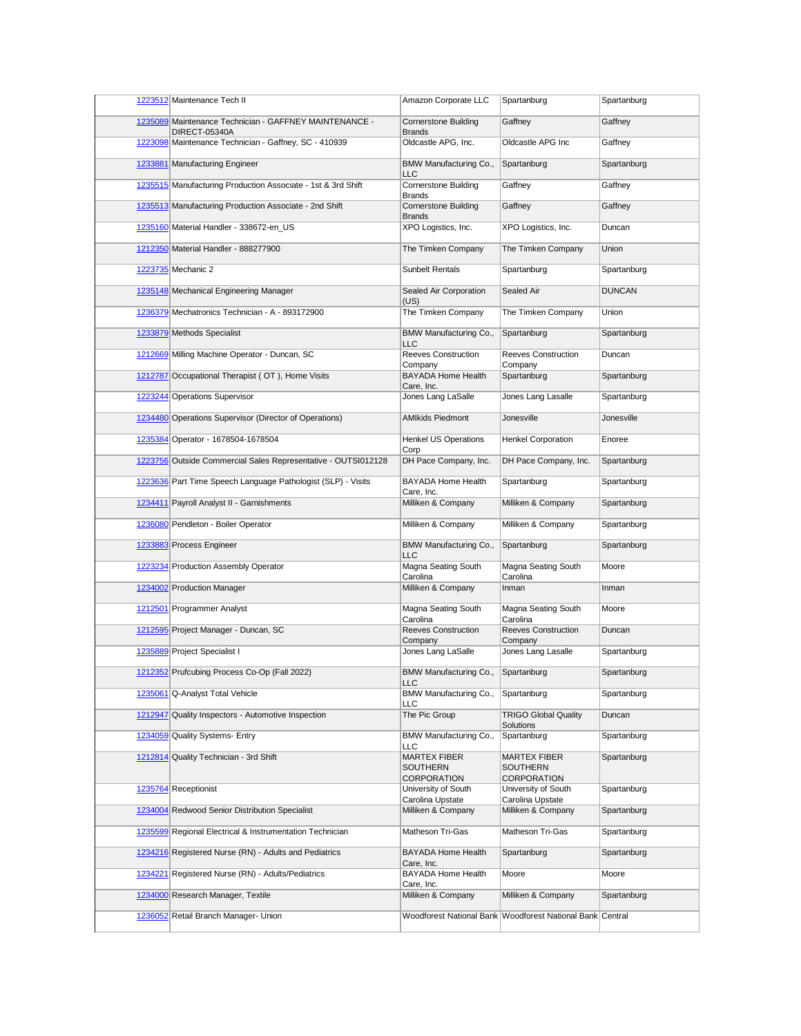| | | | | |
|---|---|---|---|---|
| 1223512 | Maintenance Tech II | Amazon Corporate LLC | Spartanburg | Spartanburg |
| 1235089 | Maintenance Technician - GAFFNEY MAINTENANCE - DIRECT-05340A | Cornerstone Building Brands | Gaffney | Gaffney |
| 1223098 | Maintenance Technician - Gaffney, SC - 410939 | Oldcastle APG, Inc. | Oldcastle APG Inc | Gaffney |
| 1233881 | Manufacturing Engineer | BMW Manufacturing Co., LLC | Spartanburg | Spartanburg |
| 1235515 | Manufacturing Production Associate - 1st & 3rd Shift | Cornerstone Building Brands | Gaffney | Gaffney |
| 1235513 | Manufacturing Production Associate - 2nd Shift | Cornerstone Building Brands | Gaffney | Gaffney |
| 1235160 | Material Handler - 338672-en_US | XPO Logistics, Inc. | XPO Logistics, Inc. | Duncan |
| 1212350 | Material Handler - 888277900 | The Timken Company | The Timken Company | Union |
| 1223735 | Mechanic 2 | Sunbelt Rentals | Spartanburg | Spartanburg |
| 1235148 | Mechanical Engineering Manager | Sealed Air Corporation (US) | Sealed Air | DUNCAN |
| 1236379 | Mechatronics Technician - A - 893172900 | The Timken Company | The Timken Company | Union |
| 1233879 | Methods Specialist | BMW Manufacturing Co., LLC | Spartanburg | Spartanburg |
| 1212669 | Milling Machine Operator - Duncan, SC | Reeves Construction Company | Reeves Construction Company | Duncan |
| 1212787 | Occupational Therapist ( OT ), Home Visits | BAYADA Home Health Care, Inc. | Spartanburg | Spartanburg |
| 1223244 | Operations Supervisor | Jones Lang LaSalle | Jones Lang Lasalle | Spartanburg |
| 1234480 | Operations Supervisor (Director of Operations) | AMIkids Piedmont | Jonesville | Jonesville |
| 1235384 | Operator - 1678504-1678504 | Henkel US Operations Corp | Henkel Corporation | Enoree |
| 1223756 | Outside Commercial Sales Representative - OUTSI012128 | DH Pace Company, Inc. | DH Pace Company, Inc. | Spartanburg |
| 1223636 | Part Time Speech Language Pathologist (SLP) - Visits | BAYADA Home Health Care, Inc. | Spartanburg | Spartanburg |
| 1234411 | Payroll Analyst II - Garnishments | Milliken & Company | Milliken & Company | Spartanburg |
| 1236080 | Pendleton - Boiler Operator | Milliken & Company | Milliken & Company | Spartanburg |
| 1233883 | Process Engineer | BMW Manufacturing Co., LLC | Spartanburg | Spartanburg |
| 1223234 | Production Assembly Operator | Magna Seating South Carolina | Magna Seating South Carolina | Moore |
| 1234002 | Production Manager | Milliken & Company | Inman | Inman |
| 1212501 | Programmer Analyst | Magna Seating South Carolina | Magna Seating South Carolina | Moore |
| 1212595 | Project Manager - Duncan, SC | Reeves Construction Company | Reeves Construction Company | Duncan |
| 1235889 | Project Specialist I | Jones Lang LaSalle | Jones Lang Lasalle | Spartanburg |
| 1212352 | Prufcubing Process Co-Op (Fall 2022) | BMW Manufacturing Co., LLC | Spartanburg | Spartanburg |
| 1235061 | Q-Analyst Total Vehicle | BMW Manufacturing Co., LLC | Spartanburg | Spartanburg |
| 1212947 | Quality Inspectors - Automotive Inspection | The Pic Group | TRIGO Global Quality Solutions | Duncan |
| 1234059 | Quality Systems- Entry | BMW Manufacturing Co., LLC | Spartanburg | Spartanburg |
| 1212814 | Quality Technician - 3rd Shift | MARTEX FIBER SOUTHERN CORPORATION | MARTEX FIBER SOUTHERN CORPORATION | Spartanburg |
| 1235764 | Receptionist | University of South Carolina Upstate | University of South Carolina Upstate | Spartanburg |
| 1234004 | Redwood Senior Distribution Specialist | Milliken & Company | Milliken & Company | Spartanburg |
| 1235599 | Regional Electrical & Instrumentation Technician | Matheson Tri-Gas | Matheson Tri-Gas | Spartanburg |
| 1234216 | Registered Nurse (RN) - Adults and Pediatrics | BAYADA Home Health Care, Inc. | Spartanburg | Spartanburg |
| 1234221 | Registered Nurse (RN) - Adults/Pediatrics | BAYADA Home Health Care, Inc. | Moore | Moore |
| 1234000 | Research Manager, Textile | Milliken & Company | Milliken & Company | Spartanburg |
| 1236052 | Retail Branch Manager- Union | Woodforest National Bank | Woodforest National Bank | Central |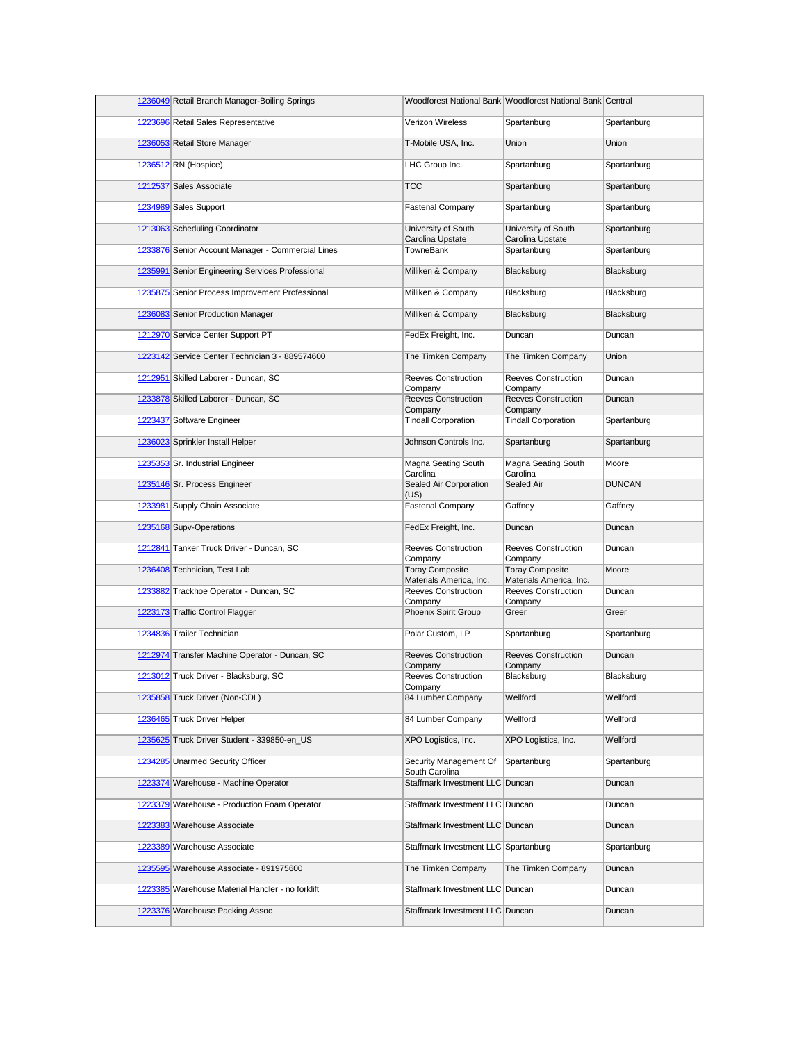| | | | | |
|---|---|---|---|---|
| 1236049 | Retail Branch Manager-Boiling Springs | Woodforest National Bank | Woodforest National Bank | Central |
| 1223696 | Retail Sales Representative | Verizon Wireless | Spartanburg | Spartanburg |
| 1236053 | Retail Store Manager | T-Mobile USA, Inc. | Union | Union |
| 1236512 | RN (Hospice) | LHC Group Inc. | Spartanburg | Spartanburg |
| 1212537 | Sales Associate | TCC | Spartanburg | Spartanburg |
| 1234989 | Sales Support | Fastenal Company | Spartanburg | Spartanburg |
| 1213063 | Scheduling Coordinator | University of South Carolina Upstate | University of South Carolina Upstate | Spartanburg |
| 1233876 | Senior Account Manager - Commercial Lines | TowneBank | Spartanburg | Spartanburg |
| 1235991 | Senior Engineering Services Professional | Milliken & Company | Blacksburg | Blacksburg |
| 1235875 | Senior Process Improvement Professional | Milliken & Company | Blacksburg | Blacksburg |
| 1236083 | Senior Production Manager | Milliken & Company | Blacksburg | Blacksburg |
| 1212970 | Service Center Support PT | FedEx Freight, Inc. | Duncan | Duncan |
| 1223142 | Service Center Technician 3 - 889574600 | The Timken Company | The Timken Company | Union |
| 1212951 | Skilled Laborer - Duncan, SC | Reeves Construction Company | Reeves Construction Company | Duncan |
| 1233878 | Skilled Laborer - Duncan, SC | Reeves Construction Company | Reeves Construction Company | Duncan |
| 1223437 | Software Engineer | Tindall Corporation | Tindall Corporation | Spartanburg |
| 1236023 | Sprinkler Install Helper | Johnson Controls Inc. | Spartanburg | Spartanburg |
| 1235353 | Sr. Industrial Engineer | Magna Seating South Carolina | Magna Seating South Carolina | Moore |
| 1235146 | Sr. Process Engineer | Sealed Air Corporation (US) | Sealed Air | DUNCAN |
| 1233981 | Supply Chain Associate | Fastenal Company | Gaffney | Gaffney |
| 1235168 | Supv-Operations | FedEx Freight, Inc. | Duncan | Duncan |
| 1212841 | Tanker Truck Driver - Duncan, SC | Reeves Construction Company | Reeves Construction Company | Duncan |
| 1236408 | Technician, Test Lab | Toray Composite Materials America, Inc. | Toray Composite Materials America, Inc. | Moore |
| 1233882 | Trackhoe Operator - Duncan, SC | Reeves Construction Company | Reeves Construction Company | Duncan |
| 1223173 | Traffic Control Flagger | Phoenix Spirit Group | Greer | Greer |
| 1234836 | Trailer Technician | Polar Custom, LP | Spartanburg | Spartanburg |
| 1212974 | Transfer Machine Operator - Duncan, SC | Reeves Construction Company | Reeves Construction Company | Duncan |
| 1213012 | Truck Driver - Blacksburg, SC | Reeves Construction Company | Blacksburg | Blacksburg |
| 1235858 | Truck Driver (Non-CDL) | 84 Lumber Company | Wellford | Wellford |
| 1236465 | Truck Driver Helper | 84 Lumber Company | Wellford | Wellford |
| 1235625 | Truck Driver Student - 339850-en_US | XPO Logistics, Inc. | XPO Logistics, Inc. | Wellford |
| 1234285 | Unarmed Security Officer | Security Management Of South Carolina | Spartanburg | Spartanburg |
| 1223374 | Warehouse - Machine Operator | Staffmark Investment LLC | Duncan | Duncan |
| 1223379 | Warehouse - Production Foam Operator | Staffmark Investment LLC | Duncan | Duncan |
| 1223383 | Warehouse Associate | Staffmark Investment LLC | Duncan | Duncan |
| 1223389 | Warehouse Associate | Staffmark Investment LLC | Spartanburg | Spartanburg |
| 1235595 | Warehouse Associate - 891975600 | The Timken Company | The Timken Company | Duncan |
| 1223385 | Warehouse Material Handler - no forklift | Staffmark Investment LLC | Duncan | Duncan |
| 1223376 | Warehouse Packing Assoc | Staffmark Investment LLC | Duncan | Duncan |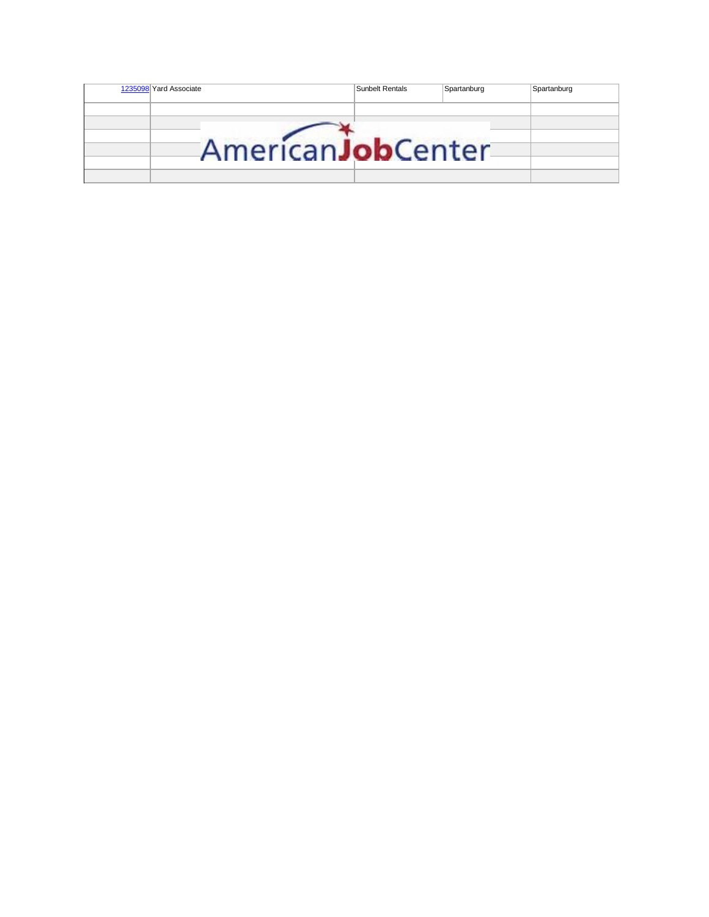| | | | | |
|---|---|---|---|---|
| 1235098 | Yard Associate | Sunbelt Rentals | Spartanburg | Spartanburg |
| | | | | |
| | | | | |
| | | | | |
| | | | | |
| | | | | |
| | | | | |

AmericanJobCenter